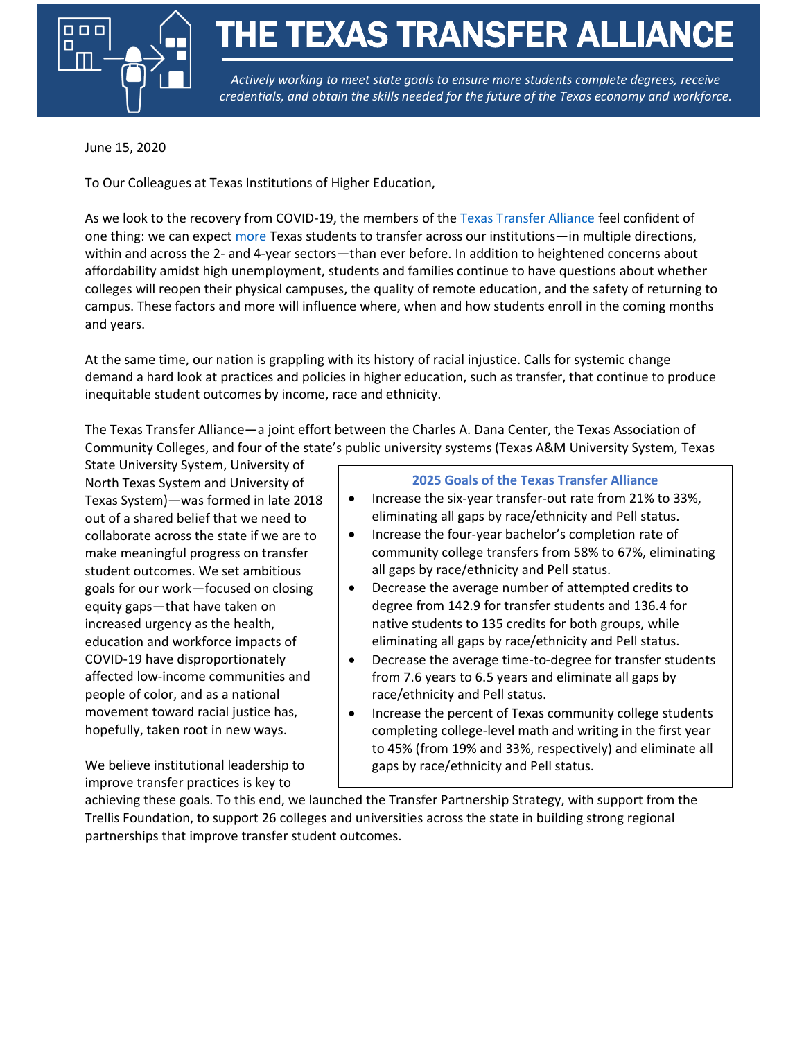# THE TEXAS TRANSFER ALLIANCE

*Actively working to meet state goals to ensure more students complete degrees, receive credentials, and obtain the skills needed for the future of the Texas economy and workforce.*

June 15, 2020

To Our Colleagues at Texas Institutions of Higher Education,

As we look to the recovery from COVID-19, the members of the [Texas Transfer Alliance] feel confident of one thing: we can expect [more] Texas students to transfer across our institutions—in multiple directions, within and across the 2- and 4-year sectors—than ever before. In addition to heightened concerns about affordability amidst high unemployment, students and families continue to have questions about whether colleges will reopen their physical campuses, the quality of remote education, and the safety of returning to campus. These factors and more will influence where, when and how students enroll in the coming months and years.

At the same time, our nation is grappling with its history of racial injustice. Calls for systemic change demand a hard look at practices and policies in higher education, such as transfer, that continue to produce inequitable student outcomes by income, race and ethnicity.

The Texas Transfer Alliance—a joint effort between the Charles A. Dana Center, the Texas Association of Community Colleges, and four of the state's public university systems (Texas A&M University System, Texas State University System, University of North Texas System and University of Texas System)—was formed in late 2018 out of a shared belief that we need to collaborate across the state if we are to make meaningful progress on transfer student outcomes. We set ambitious goals for our work—focused on closing equity gaps—that have taken on increased urgency as the health, education and workforce impacts of COVID-19 have disproportionately affected low-income communities and people of color, and as a national movement toward racial justice has, hopefully, taken root in new ways.

We believe institutional leadership to improve transfer practices is key to achieving these goals. To this end, we launched the Transfer Partnership Strategy, with support from the Trellis Foundation, to support 26 colleges and universities across the state in building strong regional partnerships that improve transfer student outcomes.

**2025 Goals of the Texas Transfer Alliance**

- Increase the six-year transfer-out rate from 21% to 33%, eliminating all gaps by race/ethnicity and Pell status.
- Increase the four-year bachelor's completion rate of community college transfers from 58% to 67%, eliminating all gaps by race/ethnicity and Pell status.
- Decrease the average number of attempted credits to degree from 142.9 for transfer students and 136.4 for native students to 135 credits for both groups, while eliminating all gaps by race/ethnicity and Pell status.
- Decrease the average time-to-degree for transfer students from 7.6 years to 6.5 years and eliminate all gaps by race/ethnicity and Pell status.
- Increase the percent of Texas community college students completing college-level math and writing in the first year to 45% (from 19% and 33%, respectively) and eliminate all gaps by race/ethnicity and Pell status.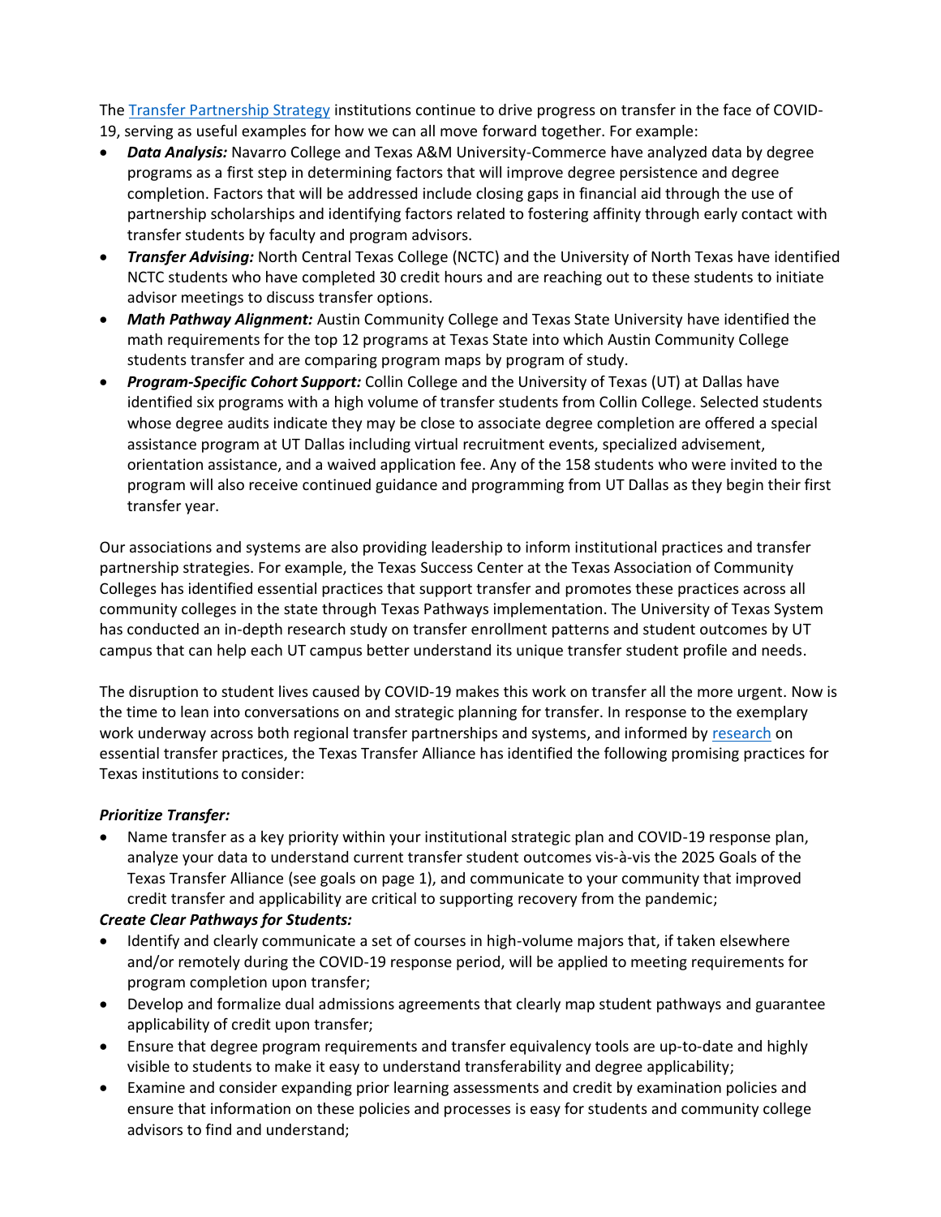The [Transfer Partnership Strategy]() institutions continue to drive progress on transfer in the face of COVID-19, serving as useful examples for how we can all move forward together. For example:

- ***Data Analysis:*** Navarro College and Texas A&M University-Commerce have analyzed data by degree programs as a first step in determining factors that will improve degree persistence and degree completion. Factors that will be addressed include closing gaps in financial aid through the use of partnership scholarships and identifying factors related to fostering affinity through early contact with transfer students by faculty and program advisors.
- ***Transfer Advising:*** North Central Texas College (NCTC) and the University of North Texas have identified NCTC students who have completed 30 credit hours and are reaching out to these students to initiate advisor meetings to discuss transfer options.
- ***Math Pathway Alignment:*** Austin Community College and Texas State University have identified the math requirements for the top 12 programs at Texas State into which Austin Community College students transfer and are comparing program maps by program of study.
- ***Program-Specific Cohort Support:*** Collin College and the University of Texas (UT) at Dallas have identified six programs with a high volume of transfer students from Collin College. Selected students whose degree audits indicate they may be close to associate degree completion are offered a special assistance program at UT Dallas including virtual recruitment events, specialized advisement, orientation assistance, and a waived application fee. Any of the 158 students who were invited to the program will also receive continued guidance and programming from UT Dallas as they begin their first transfer year.

Our associations and systems are also providing leadership to inform institutional practices and transfer partnership strategies. For example, the Texas Success Center at the Texas Association of Community Colleges has identified essential practices that support transfer and promotes these practices across all community colleges in the state through Texas Pathways implementation. The University of Texas System has conducted an in-depth research study on transfer enrollment patterns and student outcomes by UT campus that can help each UT campus better understand its unique transfer student profile and needs.

The disruption to student lives caused by COVID-19 makes this work on transfer all the more urgent. Now is the time to lean into conversations on and strategic planning for transfer. In response to the exemplary work underway across both regional transfer partnerships and systems, and informed by [research]() on essential transfer practices, the Texas Transfer Alliance has identified the following promising practices for Texas institutions to consider:

***Prioritize Transfer:***

- Name transfer as a key priority within your institutional strategic plan and COVID-19 response plan, analyze your data to understand current transfer student outcomes vis-à-vis the 2025 Goals of the Texas Transfer Alliance (see goals on page 1), and communicate to your community that improved credit transfer and applicability are critical to supporting recovery from the pandemic;

***Create Clear Pathways for Students:***

- Identify and clearly communicate a set of courses in high-volume majors that, if taken elsewhere and/or remotely during the COVID-19 response period, will be applied to meeting requirements for program completion upon transfer;
- Develop and formalize dual admissions agreements that clearly map student pathways and guarantee applicability of credit upon transfer;
- Ensure that degree program requirements and transfer equivalency tools are up-to-date and highly visible to students to make it easy to understand transferability and degree applicability;
- Examine and consider expanding prior learning assessments and credit by examination policies and ensure that information on these policies and processes is easy for students and community college advisors to find and understand;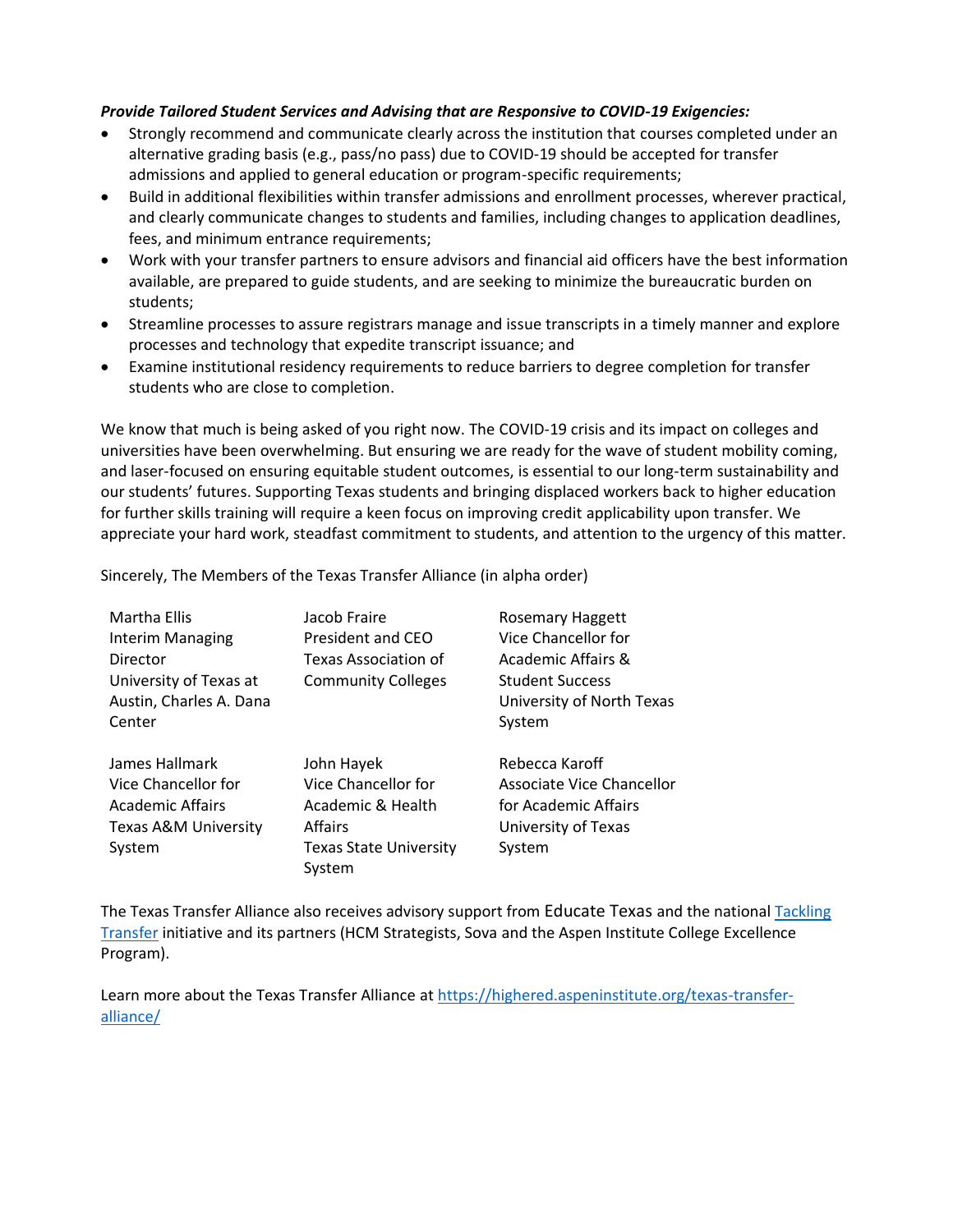***Provide Tailored Student Services and Advising that are Responsive to COVID-19 Exigencies:***

- Strongly recommend and communicate clearly across the institution that courses completed under an alternative grading basis (e.g., pass/no pass) due to COVID-19 should be accepted for transfer admissions and applied to general education or program-specific requirements;
- Build in additional flexibilities within transfer admissions and enrollment processes, wherever practical, and clearly communicate changes to students and families, including changes to application deadlines, fees, and minimum entrance requirements;
- Work with your transfer partners to ensure advisors and financial aid officers have the best information available, are prepared to guide students, and are seeking to minimize the bureaucratic burden on students;
- Streamline processes to assure registrars manage and issue transcripts in a timely manner and explore processes and technology that expedite transcript issuance; and
- Examine institutional residency requirements to reduce barriers to degree completion for transfer students who are close to completion.

We know that much is being asked of you right now. The COVID-19 crisis and its impact on colleges and universities have been overwhelming. But ensuring we are ready for the wave of student mobility coming, and laser-focused on ensuring equitable student outcomes, is essential to our long-term sustainability and our students' futures. Supporting Texas students and bringing displaced workers back to higher education for further skills training will require a keen focus on improving credit applicability upon transfer. We appreciate your hard work, steadfast commitment to students, and attention to the urgency of this matter.

Sincerely, The Members of the Texas Transfer Alliance (in alpha order)

| | | |
|---|---|---|
| Martha Ellis<br>Interim Managing Director<br>University of Texas at Austin, Charles A. Dana Center | Jacob Fraire<br>President and CEO<br>Texas Association of Community Colleges | Rosemary Haggett<br>Vice Chancellor for Academic Affairs & Student Success<br>University of North Texas System |
| James Hallmark<br>Vice Chancellor for Academic Affairs<br>Texas A&M University System | John Hayek<br>Vice Chancellor for Academic & Health Affairs<br>Texas State University System | Rebecca Karoff<br>Associate Vice Chancellor for Academic Affairs<br>University of Texas System |

The Texas Transfer Alliance also receives advisory support from Educate Texas and the national Tackling Transfer initiative and its partners (HCM Strategists, Sova and the Aspen Institute College Excellence Program).

Learn more about the Texas Transfer Alliance at https://highered.aspeninstitute.org/texas-transfer-alliance/